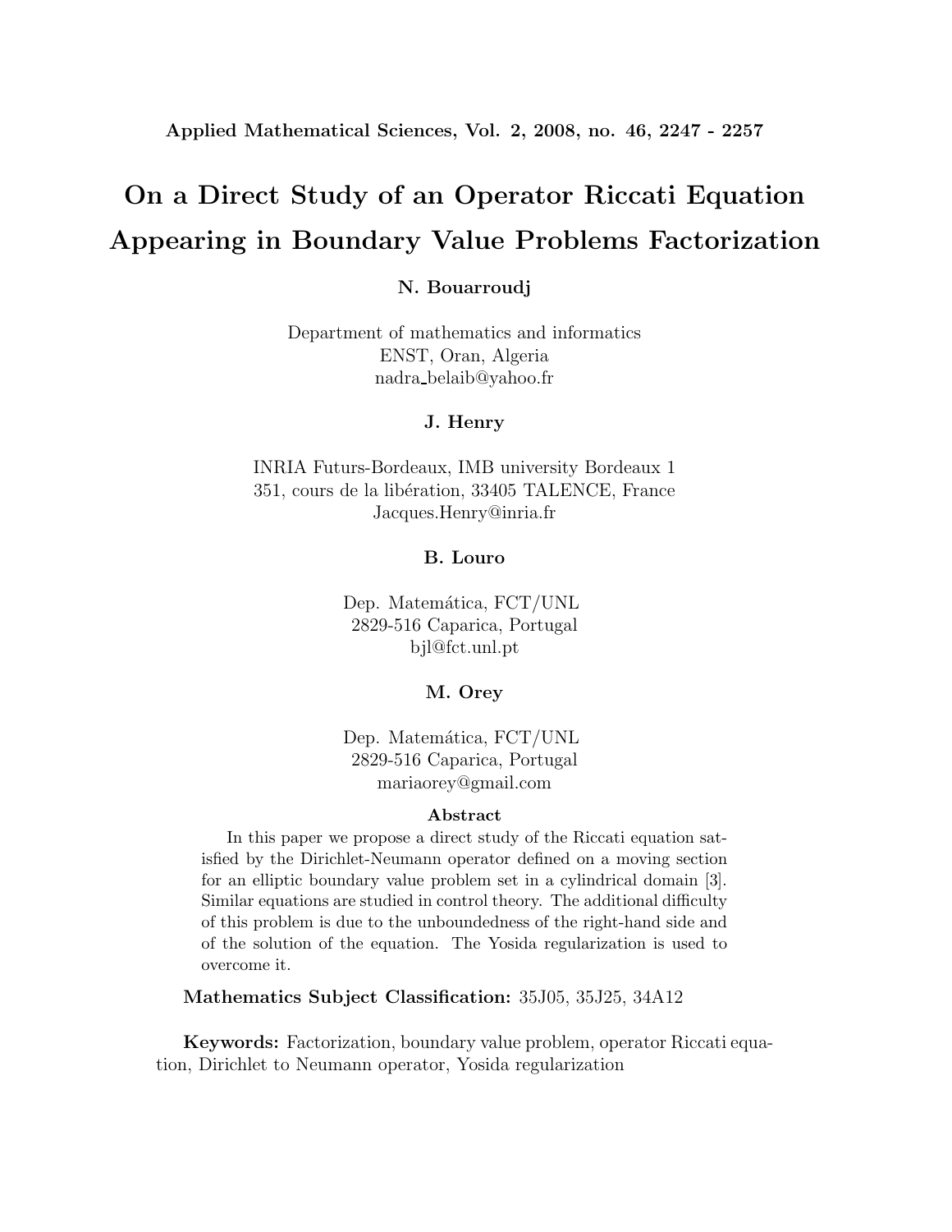# On a Direct Study of an Operator Riccati Equation Appearing in Boundary Value Problems Factorization

**N. Bouarroudj**

Department of mathematics and informatics
ENST, Oran, Algeria
nadra_belaib@yahoo.fr

**J. Henry**

INRIA Futurs-Bordeaux, IMB university Bordeaux 1
351, cours de la libération, 33405 TALENCE, France
Jacques.Henry@inria.fr

**B. Louro**

Dep. Matemática, FCT/UNL
2829-516 Caparica, Portugal
bjl@fct.unl.pt

**M. Orey**

Dep. Matemática, FCT/UNL
2829-516 Caparica, Portugal
mariaorey@gmail.com

## Abstract

In this paper we propose a direct study of the Riccati equation satisfied by the Dirichlet-Neumann operator defined on a moving section for an elliptic boundary value problem set in a cylindrical domain [3]. Similar equations are studied in control theory. The additional difficulty of this problem is due to the unboundedness of the right-hand side and of the solution of the equation. The Yosida regularization is used to overcome it.

**Mathematics Subject Classification:** 35J05, 35J25, 34A12

**Keywords:** Factorization, boundary value problem, operator Riccati equation, Dirichlet to Neumann operator, Yosida regularization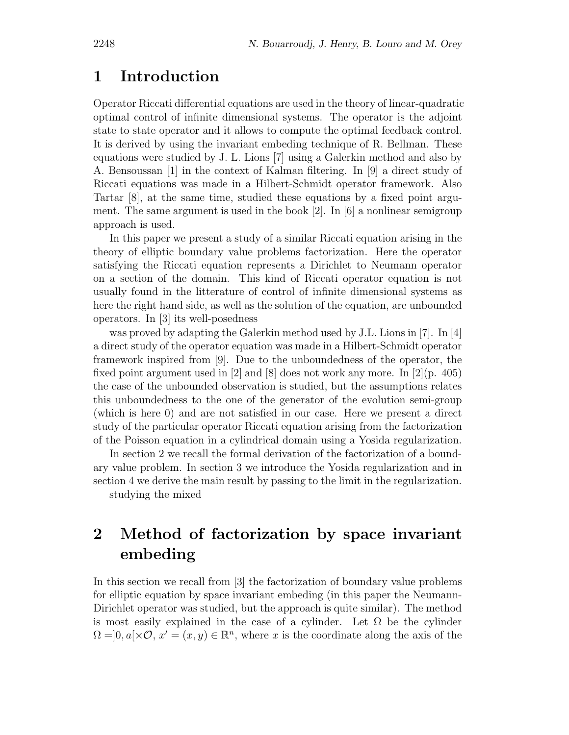# 1 Introduction

Operator Riccati differential equations are used in the theory of linear-quadratic optimal control of infinite dimensional systems. The operator is the adjoint state to state operator and it allows to compute the optimal feedback control. It is derived by using the invariant embeding technique of R. Bellman. These equations were studied by J. L. Lions [7] using a Galerkin method and also by A. Bensoussan [1] in the context of Kalman filtering. In [9] a direct study of Riccati equations was made in a Hilbert-Schmidt operator framework. Also Tartar [8], at the same time, studied these equations by a fixed point argument. The same argument is used in the book [2]. In [6] a nonlinear semigroup approach is used.

In this paper we present a study of a similar Riccati equation arising in the theory of elliptic boundary value problems factorization. Here the operator satisfying the Riccati equation represents a Dirichlet to Neumann operator on a section of the domain. This kind of Riccati operator equation is not usually found in the litterature of control of infinite dimensional systems as here the right hand side, as well as the solution of the equation, are unbounded operators. In [3] its well-posedness

was proved by adapting the Galerkin method used by J.L. Lions in [7]. In [4] a direct study of the operator equation was made in a Hilbert-Schmidt operator framework inspired from [9]. Due to the unboundedness of the operator, the fixed point argument used in [2] and [8] does not work any more. In [2](p. 405) the case of the unbounded observation is studied, but the assumptions relates this unboundedness to the one of the generator of the evolution semi-group (which is here 0) and are not satisfied in our case. Here we present a direct study of the particular operator Riccati equation arising from the factorization of the Poisson equation in a cylindrical domain using a Yosida regularization.

In section 2 we recall the formal derivation of the factorization of a boundary value problem. In section 3 we introduce the Yosida regularization and in section 4 we derive the main result by passing to the limit in the regularization.

studying the mixed

# 2 Method of factorization by space invariant embeding

In this section we recall from [3] the factorization of boundary value problems for elliptic equation by space invariant embeding (in this paper the Neumann-Dirichlet operator was studied, but the approach is quite similar). The method is most easily explained in the case of a cylinder. Let $\Omega$ be the cylinder $\Omega = ]0, a[\times \mathcal{O}$, $x' = (x, y) \in \mathbb{R}^n$, where $x$ is the coordinate along the axis of the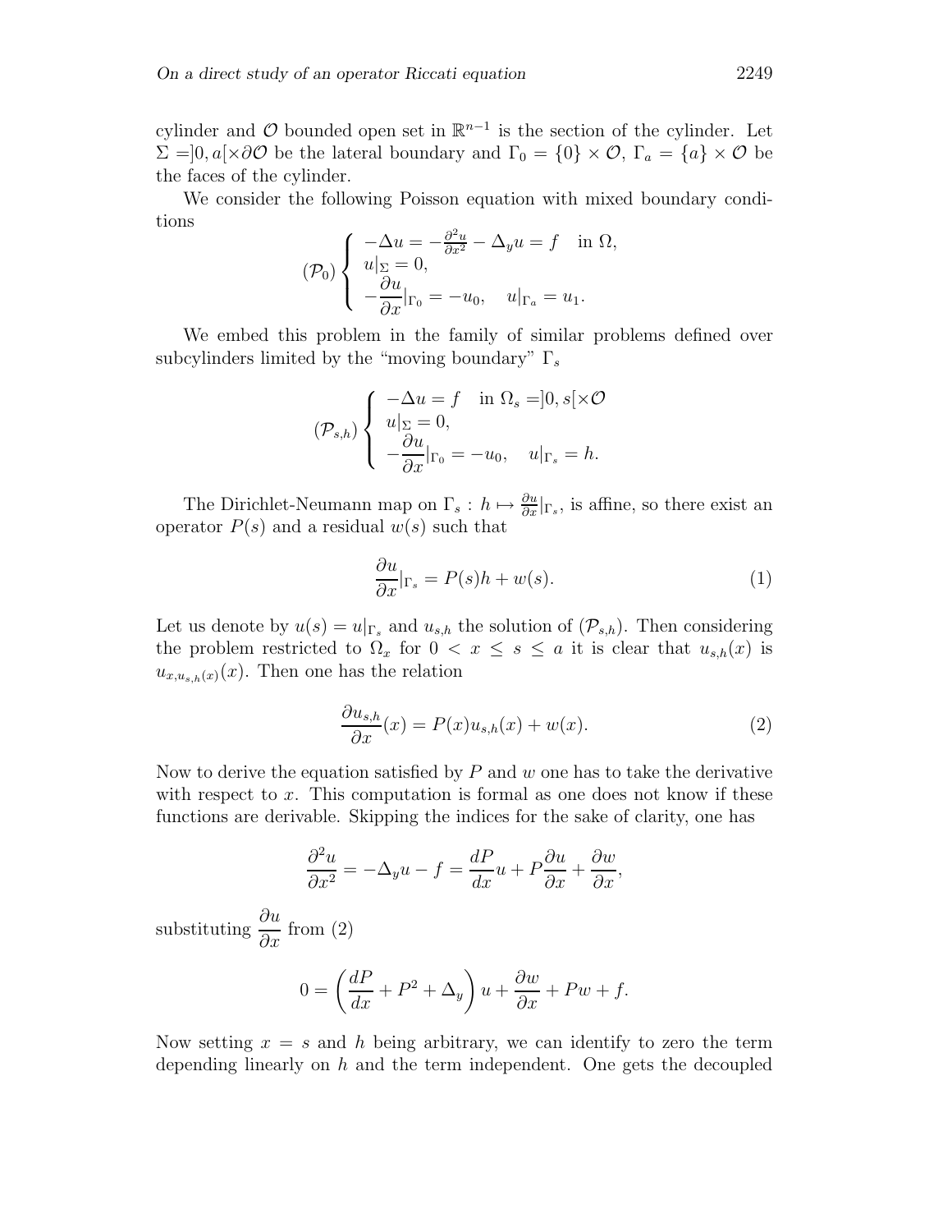cylinder and $\mathcal{O}$ bounded open set in $\mathbb{R}^{n-1}$ is the section of the cylinder. Let $\Sigma = ]0,a[\times\partial\mathcal{O}$ be the lateral boundary and $\Gamma_0 = \{0\}\times\mathcal{O}$, $\Gamma_a = \{a\}\times\mathcal{O}$ be the faces of the cylinder.

We consider the following Poisson equation with mixed boundary conditions

$$
(\mathcal{P}_0)\begin{cases} -\Delta u = -\frac{\partial^2 u}{\partial x^2} - \Delta_y u = f \quad \text{in } \Omega, \\ u|_\Sigma = 0, \\ -\dfrac{\partial u}{\partial x}|_{\Gamma_0} = -u_0, \quad u|_{\Gamma_a} = u_1. \end{cases}
$$

We embed this problem in the family of similar problems defined over subcylinders limited by the "moving boundary" $\Gamma_s$

$$
(\mathcal{P}_{s,h})\begin{cases} -\Delta u = f \quad \text{in } \Omega_s = ]0,s[\times\mathcal{O} \\ u|_\Sigma = 0, \\ -\dfrac{\partial u}{\partial x}|_{\Gamma_0} = -u_0, \quad u|_{\Gamma_s} = h. \end{cases}
$$

The Dirichlet-Neumann map on $\Gamma_s$ : $h \mapsto \frac{\partial u}{\partial x}|_{\Gamma_s}$, is affine, so there exist an operator $P(s)$ and a residual $w(s)$ such that

$$
\frac{\partial u}{\partial x}|_{\Gamma_s} = P(s)h + w(s). \tag{1}
$$

Let us denote by $u(s) = u|_{\Gamma_s}$ and $u_{s,h}$ the solution of $(\mathcal{P}_{s,h})$. Then considering the problem restricted to $\Omega_x$ for $0 < x \le s \le a$ it is clear that $u_{s,h}(x)$ is $u_{x,u_{s,h}(x)}(x)$. Then one has the relation

$$
\frac{\partial u_{s,h}}{\partial x}(x) = P(x)u_{s,h}(x) + w(x). \tag{2}
$$

Now to derive the equation satisfied by $P$ and $w$ one has to take the derivative with respect to $x$. This computation is formal as one does not know if these functions are derivable. Skipping the indices for the sake of clarity, one has

$$
\frac{\partial^2 u}{\partial x^2} = -\Delta_y u - f = \frac{dP}{dx}u + P\frac{\partial u}{\partial x} + \frac{\partial w}{\partial x},
$$

substituting $\dfrac{\partial u}{\partial x}$ from (2)

$$
0 = \left(\frac{dP}{dx} + P^2 + \Delta_y\right)u + \frac{\partial w}{\partial x} + Pw + f.
$$

Now setting $x = s$ and $h$ being arbitrary, we can identify to zero the term depending linearly on $h$ and the term independent. One gets the decoupled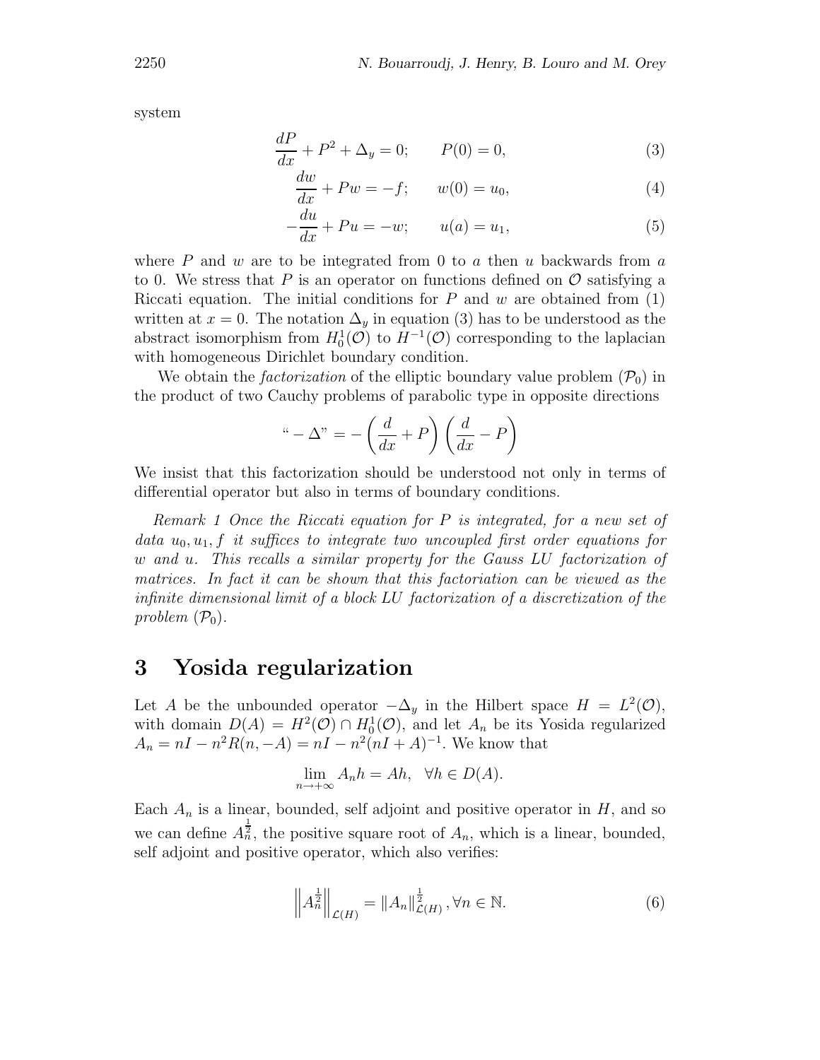system

$$\frac{dP}{dx} + P^2 + \Delta_y = 0; \qquad P(0) = 0, \tag{3}$$

$$\frac{dw}{dx} + Pw = -f; \qquad w(0) = u_0, \tag{4}$$

$$-\frac{du}{dx} + Pu = -w; \qquad u(a) = u_1, \tag{5}$$

where $P$ and $w$ are to be integrated from 0 to $a$ then $u$ backwards from $a$ to 0. We stress that $P$ is an operator on functions defined on $\mathcal{O}$ satisfying a Riccati equation. The initial conditions for $P$ and $w$ are obtained from (1) written at $x = 0$. The notation $\Delta_y$ in equation (3) has to be understood as the abstract isomorphism from $H_0^1(\mathcal{O})$ to $H^{-1}(\mathcal{O})$ corresponding to the laplacian with homogeneous Dirichlet boundary condition.

We obtain the *factorization* of the elliptic boundary value problem $(\mathcal{P}_0)$ in the product of two Cauchy problems of parabolic type in opposite directions

$$\text{“} - \Delta\text{”} = -\left(\frac{d}{dx} + P\right)\left(\frac{d}{dx} - P\right)$$

We insist that this factorization should be understood not only in terms of differential operator but also in terms of boundary conditions.

*Remark 1 Once the Riccati equation for $P$ is integrated, for a new set of data $u_0, u_1, f$ it suffices to integrate two uncoupled first order equations for $w$ and $u$. This recalls a similar property for the Gauss LU factorization of matrices. In fact it can be shown that this factoriation can be viewed as the infinite dimensional limit of a block LU factorization of a discretization of the problem $(\mathcal{P}_0)$.*

## 3 Yosida regularization

Let $A$ be the unbounded operator $-\Delta_y$ in the Hilbert space $H = L^2(\mathcal{O})$, with domain $D(A) = H^2(\mathcal{O}) \cap H_0^1(\mathcal{O})$, and let $A_n$ be its Yosida regularized $A_n = nI - n^2 R(n, -A) = nI - n^2(nI + A)^{-1}$. We know that

$$\lim_{n \to +\infty} A_n h = Ah, \quad \forall h \in D(A).$$

Each $A_n$ is a linear, bounded, self adjoint and positive operator in $H$, and so we can define $A_n^{\frac{1}{2}}$, the positive square root of $A_n$, which is a linear, bounded, self adjoint and positive operator, which also verifies:

$$\left\| A_n^{\frac{1}{2}} \right\|_{\mathcal{L}(H)} = \| A_n \|_{\mathcal{L}(H)}^{\frac{1}{2}}, \forall n \in \mathbb{N}. \tag{6}$$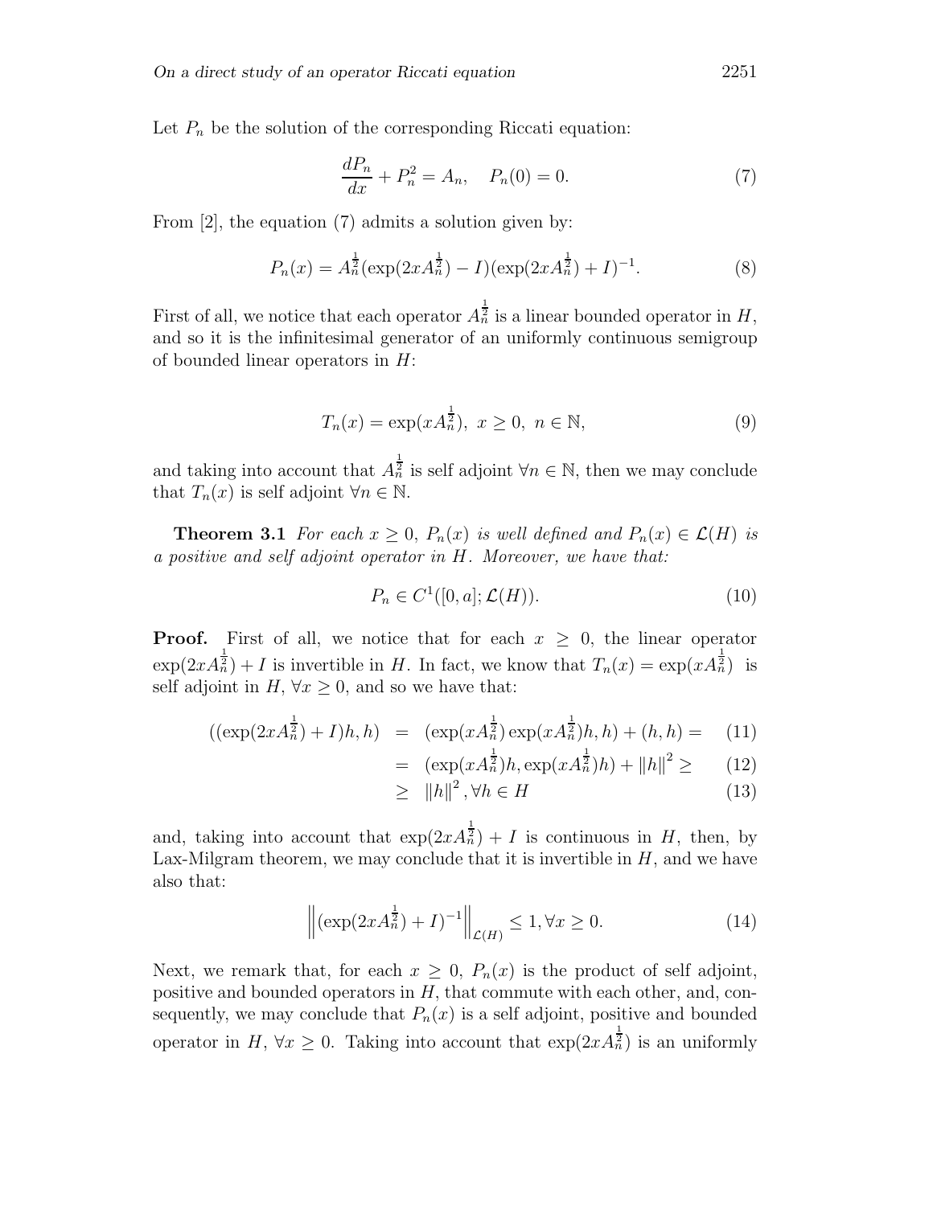Let $P_n$ be the solution of the corresponding Riccati equation:

$$\frac{dP_n}{dx} + P_n^2 = A_n, \quad P_n(0) = 0. \tag{7}$$

From [2], the equation (7) admits a solution given by:

$$P_n(x) = A_n^{\frac{1}{2}}(\exp(2xA_n^{\frac{1}{2}}) - I)(\exp(2xA_n^{\frac{1}{2}}) + I)^{-1}. \tag{8}$$

First of all, we notice that each operator $A_n^{\frac{1}{2}}$ is a linear bounded operator in $H$, and so it is the infinitesimal generator of an uniformly continuous semigroup of bounded linear operators in $H$:

$$T_n(x) = \exp(xA_n^{\frac{1}{2}}),\ x \geq 0,\ n \in \mathbb{N}, \tag{9}$$

and taking into account that $A_n^{\frac{1}{2}}$ is self adjoint $\forall n \in \mathbb{N}$, then we may conclude that $T_n(x)$ is self adjoint $\forall n \in \mathbb{N}$.

**Theorem 3.1** *For each $x \geq 0$, $P_n(x)$ is well defined and $P_n(x) \in \mathcal{L}(H)$ is a positive and self adjoint operator in $H$. Moreover, we have that:*

$$P_n \in C^1([0,a];\mathcal{L}(H)). \tag{10}$$

**Proof.** First of all, we notice that for each $x \geq 0$, the linear operator $\exp(2xA_n^{\frac{1}{2}}) + I$ is invertible in $H$. In fact, we know that $T_n(x) = \exp(xA_n^{\frac{1}{2}})$ is self adjoint in $H$, $\forall x \geq 0$, and so we have that:

$$\begin{aligned}
((\exp(2xA_n^{\frac{1}{2}}) + I)h, h) &= (\exp(xA_n^{\frac{1}{2}})\exp(xA_n^{\frac{1}{2}})h, h) + (h,h) = && (11)\\
&= (\exp(xA_n^{\frac{1}{2}})h, \exp(xA_n^{\frac{1}{2}})h) + \|h\|^2 \geq && (12)\\
&\geq \|h\|^2, \forall h \in H && (13)
\end{aligned}$$

and, taking into account that $\exp(2xA_n^{\frac{1}{2}}) + I$ is continuous in $H$, then, by Lax-Milgram theorem, we may conclude that it is invertible in $H$, and we have also that:

$$\left\|(\exp(2xA_n^{\frac{1}{2}}) + I)^{-1}\right\|_{\mathcal{L}(H)} \leq 1, \forall x \geq 0. \tag{14}$$

Next, we remark that, for each $x \geq 0$, $P_n(x)$ is the product of self adjoint, positive and bounded operators in $H$, that commute with each other, and, consequently, we may conclude that $P_n(x)$ is a self adjoint, positive and bounded operator in $H$, $\forall x \geq 0$. Taking into account that $\exp(2xA_n^{\frac{1}{2}})$ is an uniformly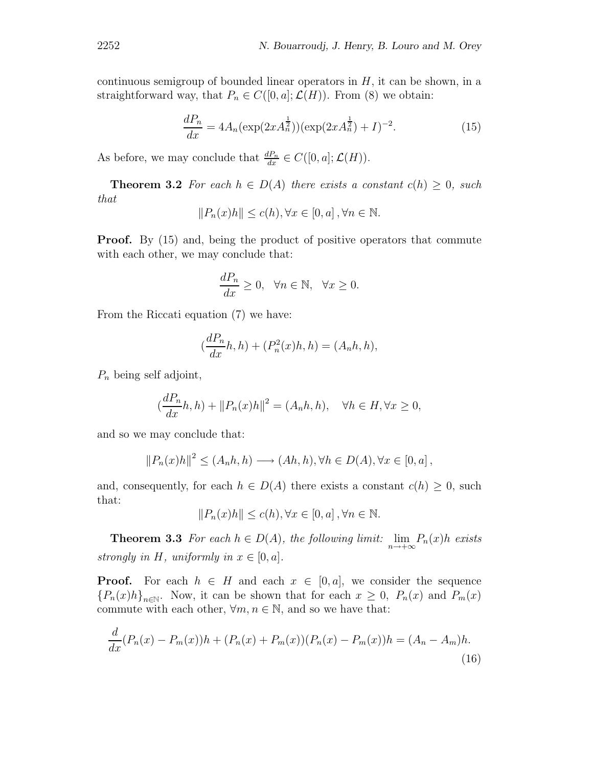continuous semigroup of bounded linear operators in $H$, it can be shown, in a straightforward way, that $P_n \in C([0,a];\mathcal{L}(H))$. From (8) we obtain:

$$\frac{dP_n}{dx} = 4A_n(\exp(2xA_n^{\frac{1}{2}}))(\exp(2xA_n^{\frac{1}{2}}) + I)^{-2}. \tag{15}$$

As before, we may conclude that $\frac{dP_n}{dx} \in C([0,a];\mathcal{L}(H))$.

**Theorem 3.2** *For each $h \in D(A)$ there exists a constant $c(h) \geq 0$, such that*

$$\|P_n(x)h\| \leq c(h), \forall x \in [0,a], \forall n \in \mathbb{N}.$$

**Proof.** By (15) and, being the product of positive operators that commute with each other, we may conclude that:

$$\frac{dP_n}{dx} \geq 0, \quad \forall n \in \mathbb{N}, \quad \forall x \geq 0.$$

From the Riccati equation (7) we have:

$$(\frac{dP_n}{dx}h, h) + (P_n^2(x)h, h) = (A_n h, h),$$

$P_n$ being self adjoint,

$$(\frac{dP_n}{dx}h, h) + \|P_n(x)h\|^2 = (A_n h, h), \quad \forall h \in H, \forall x \geq 0,$$

and so we may conclude that:

$$\|P_n(x)h\|^2 \leq (A_n h, h) \longrightarrow (Ah, h), \forall h \in D(A), \forall x \in [0,a],$$

and, consequently, for each $h \in D(A)$ there exists a constant $c(h) \geq 0$, such that:

$$\|P_n(x)h\| \leq c(h), \forall x \in [0,a], \forall n \in \mathbb{N}.$$

**Theorem 3.3** *For each $h \in D(A)$, the following limit: $\lim_{n \to +\infty} P_n(x)h$ exists strongly in $H$, uniformly in $x \in [0,a]$.*

**Proof.** For each $h \in H$ and each $x \in [0,a]$, we consider the sequence $\{P_n(x)h\}_{n \in \mathbb{N}}$. Now, it can be shown that for each $x \geq 0$, $P_n(x)$ and $P_m(x)$ commute with each other, $\forall m, n \in \mathbb{N}$, and so we have that:

$$\frac{d}{dx}(P_n(x) - P_m(x))h + (P_n(x) + P_m(x))(P_n(x) - P_m(x))h = (A_n - A_m)h. \tag{16}$$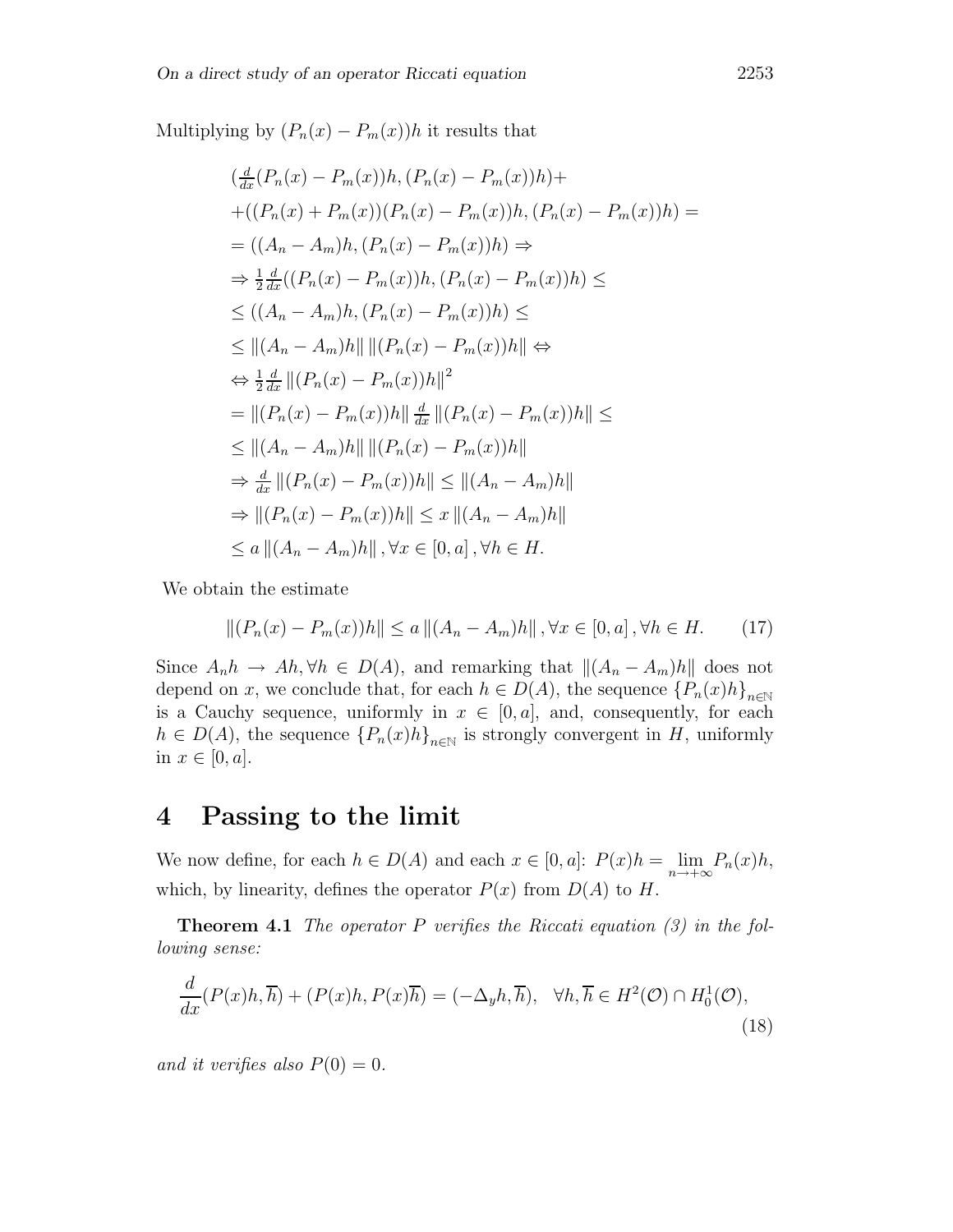Multiplying by $(P_n(x) - P_m(x))h$ it results that

$$
\begin{aligned}
&(\tfrac{d}{dx}(P_n(x) - P_m(x))h, (P_n(x) - P_m(x))h)+ \\
&+((P_n(x) + P_m(x))(P_n(x) - P_m(x))h, (P_n(x) - P_m(x))h) = \\
&= ((A_n - A_m)h, (P_n(x) - P_m(x))h) \Rightarrow \\
&\Rightarrow \tfrac{1}{2}\tfrac{d}{dx}((P_n(x) - P_m(x))h, (P_n(x) - P_m(x))h) \leq \\
&\leq ((A_n - A_m)h, (P_n(x) - P_m(x))h) \leq \\
&\leq \|(A_n - A_m)h\| \, \|(P_n(x) - P_m(x))h\| \Leftrightarrow \\
&\Leftrightarrow \tfrac{1}{2}\tfrac{d}{dx} \|(P_n(x) - P_m(x))h\|^2 \\
&= \|(P_n(x) - P_m(x))h\| \tfrac{d}{dx} \|(P_n(x) - P_m(x))h\| \leq \\
&\leq \|(A_n - A_m)h\| \, \|(P_n(x) - P_m(x))h\| \\
&\Rightarrow \tfrac{d}{dx} \|(P_n(x) - P_m(x))h\| \leq \|(A_n - A_m)h\| \\
&\Rightarrow \|(P_n(x) - P_m(x))h\| \leq x \|(A_n - A_m)h\| \\
&\leq a \|(A_n - A_m)h\|, \forall x \in [0, a], \forall h \in H.
\end{aligned}
$$

We obtain the estimate

$$
\|(P_n(x) - P_m(x))h\| \leq a \|(A_n - A_m)h\|, \forall x \in [0, a], \forall h \in H. \tag{17}
$$

Since $A_n h \to Ah, \forall h \in D(A)$, and remarking that $\|(A_n - A_m)h\|$ does not depend on $x$, we conclude that, for each $h \in D(A)$, the sequence $\{P_n(x)h\}_{n \in \mathbb{N}}$ is a Cauchy sequence, uniformly in $x \in [0, a]$, and, consequently, for each $h \in D(A)$, the sequence $\{P_n(x)h\}_{n \in \mathbb{N}}$ is strongly convergent in $H$, uniformly in $x \in [0, a]$.

# 4 Passing to the limit

We now define, for each $h \in D(A)$ and each $x \in [0, a]$: $P(x)h = \lim_{n \to +\infty} P_n(x)h$, which, by linearity, defines the operator $P(x)$ from $D(A)$ to $H$.

**Theorem 4.1** *The operator $P$ verifies the Riccati equation (3) in the following sense:*

$$
\frac{d}{dx}(P(x)h, \overline{h}) + (P(x)h, P(x)\overline{h}) = (-\Delta_y h, \overline{h}), \quad \forall h, \overline{h} \in H^2(\mathcal{O}) \cap H_0^1(\mathcal{O}), \tag{18}
$$

*and it verifies also $P(0) = 0$.*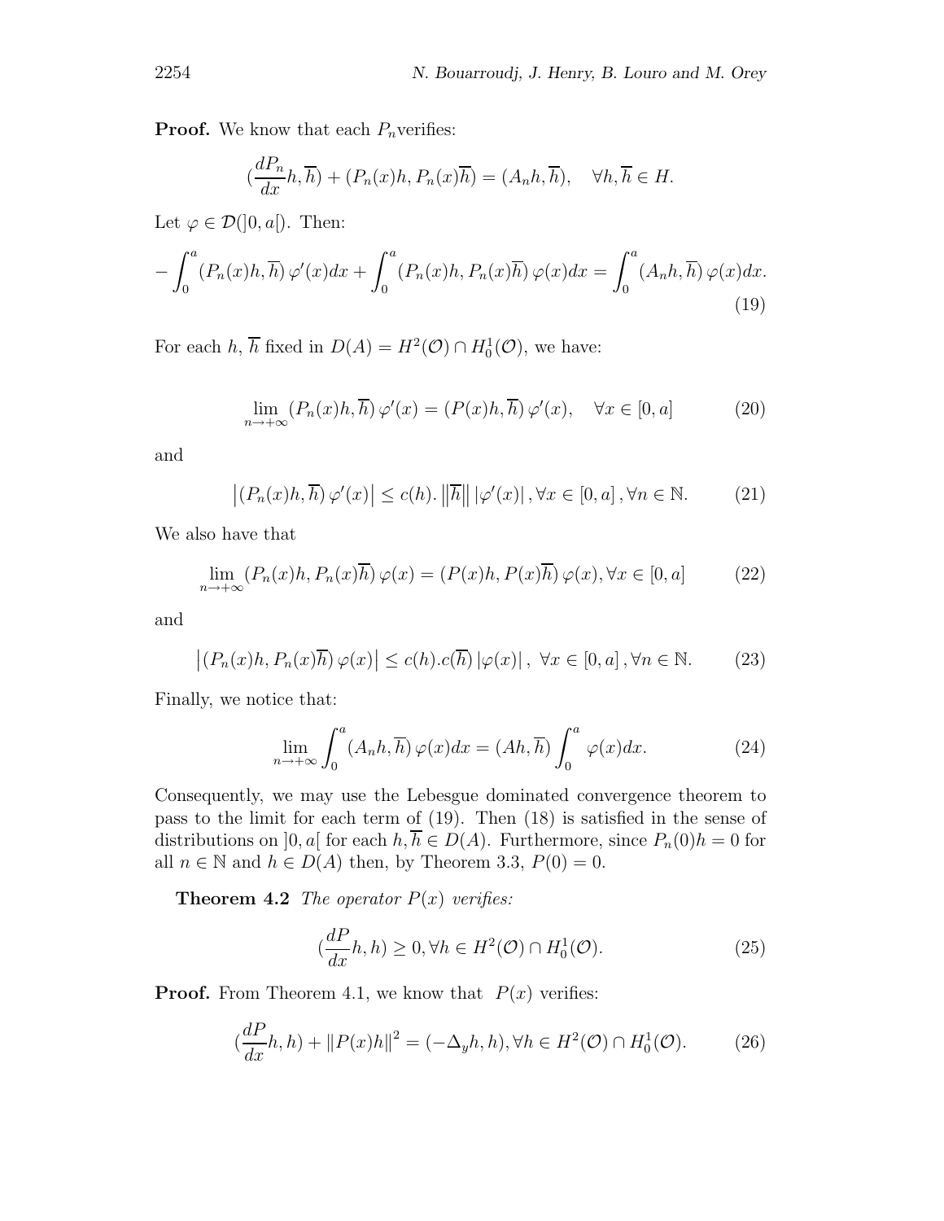**Proof.** We know that each $P_n$verifies:

$$(\frac{dP_n}{dx}h, \overline{h}) + (P_n(x)h, P_n(x)\overline{h}) = (A_n h, \overline{h}), \quad \forall h, \overline{h} \in H.$$

Let $\varphi \in \mathcal{D}(]0, a[)$. Then:

$$-\int_0^a (P_n(x)h, \overline{h})\, \varphi'(x)dx + \int_0^a (P_n(x)h, P_n(x)\overline{h})\, \varphi(x)dx = \int_0^a (A_n h, \overline{h})\, \varphi(x)dx. \tag{19}$$

For each $h$, $\overline{h}$ fixed in $D(A) = H^2(\mathcal{O}) \cap H_0^1(\mathcal{O})$, we have:

$$\lim_{n\to+\infty} (P_n(x)h, \overline{h})\, \varphi'(x) = (P(x)h, \overline{h})\, \varphi'(x), \quad \forall x \in [0, a] \tag{20}$$

and

$$\left|(P_n(x)h, \overline{h})\, \varphi'(x)\right| \leq c(h). \left\|\overline{h}\right\| |\varphi'(x)|\,, \forall x \in [0, a]\,, \forall n \in \mathbb{N}. \tag{21}$$

We also have that

$$\lim_{n\to+\infty} (P_n(x)h, P_n(x)\overline{h})\, \varphi(x) = (P(x)h, P(x)\overline{h})\, \varphi(x), \forall x \in [0, a] \tag{22}$$

and

$$\left|(P_n(x)h, P_n(x)\overline{h})\, \varphi(x)\right| \leq c(h).c(\overline{h})\, |\varphi(x)|\,,\ \forall x \in [0, a]\,, \forall n \in \mathbb{N}. \tag{23}$$

Finally, we notice that:

$$\lim_{n\to+\infty} \int_0^a (A_n h, \overline{h})\, \varphi(x)dx = (Ah, \overline{h}) \int_0^a \varphi(x)dx. \tag{24}$$

Consequently, we may use the Lebesgue dominated convergence theorem to pass to the limit for each term of (19). Then (18) is satisfied in the sense of distributions on $]0, a[$ for each $h, \overline{h} \in D(A)$. Furthermore, since $P_n(0)h = 0$ for all $n \in \mathbb{N}$ and $h \in D(A)$ then, by Theorem 3.3, $P(0) = 0$.

**Theorem 4.2** *The operator $P(x)$ verifies:*

$$(\frac{dP}{dx}h, h) \geq 0, \forall h \in H^2(\mathcal{O}) \cap H_0^1(\mathcal{O}). \tag{25}$$

**Proof.** From Theorem 4.1, we know that $P(x)$ verifies:

$$(\frac{dP}{dx}h, h) + \|P(x)h\|^2 = (-\Delta_y h, h), \forall h \in H^2(\mathcal{O}) \cap H_0^1(\mathcal{O}). \tag{26}$$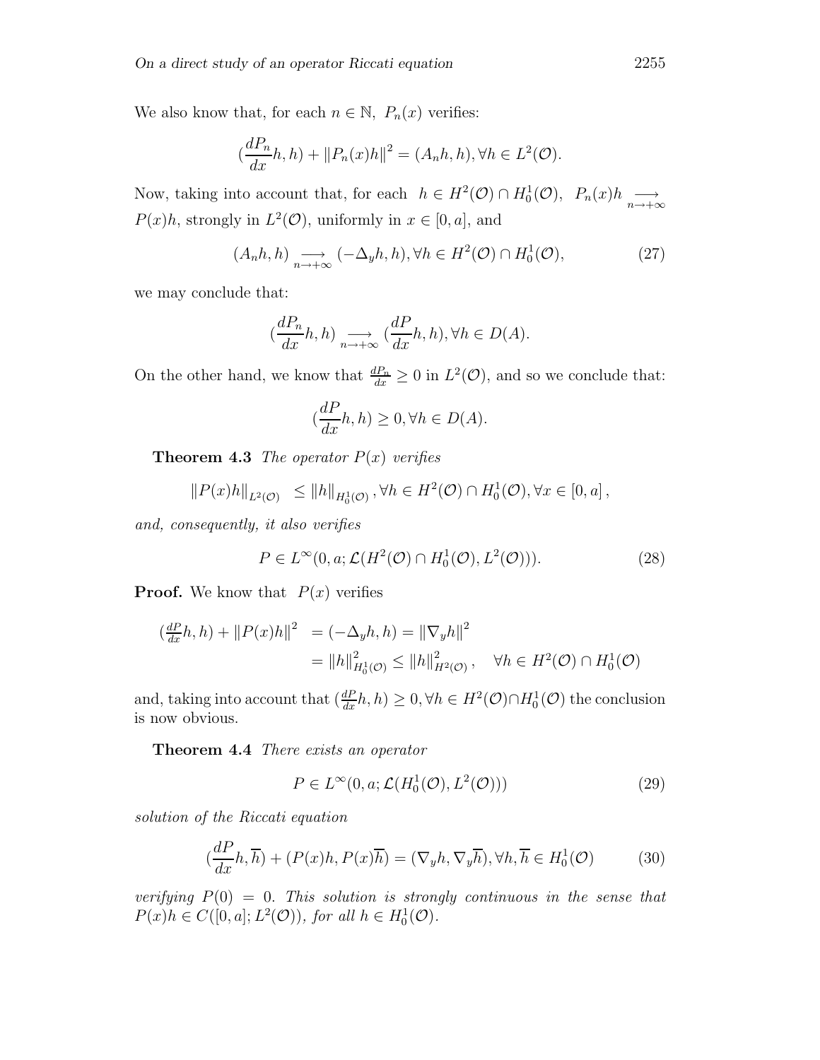We also know that, for each $n \in \mathbb{N}$, $P_n(x)$ verifies:

$$(\frac{dP_n}{dx}h, h) + \|P_n(x)h\|^2 = (A_n h, h), \forall h \in L^2(\mathcal{O}).$$

Now, taking into account that, for each $h \in H^2(\mathcal{O}) \cap H_0^1(\mathcal{O})$, $P_n(x)h \underset{n\to+\infty}{\longrightarrow} P(x)h$, strongly in $L^2(\mathcal{O})$, uniformly in $x \in [0, a]$, and

$$(A_n h, h) \underset{n\to+\infty}{\longrightarrow} (-\Delta_y h, h), \forall h \in H^2(\mathcal{O}) \cap H_0^1(\mathcal{O}), \tag{27}$$

we may conclude that:

$$(\frac{dP_n}{dx}h, h) \underset{n\to+\infty}{\longrightarrow} (\frac{dP}{dx}h, h), \forall h \in D(A).$$

On the other hand, we know that $\frac{dP_n}{dx} \geq 0$ in $L^2(\mathcal{O})$, and so we conclude that:

$$(\frac{dP}{dx}h, h) \geq 0, \forall h \in D(A).$$

**Theorem 4.3** *The operator $P(x)$ verifies*

$$\|P(x)h\|_{L^2(\mathcal{O})} \leq \|h\|_{H_0^1(\mathcal{O})}, \forall h \in H^2(\mathcal{O}) \cap H_0^1(\mathcal{O}), \forall x \in [0, a],$$

*and, consequently, it also verifies*

$$P \in L^\infty(0, a; \mathcal{L}(H^2(\mathcal{O}) \cap H_0^1(\mathcal{O}), L^2(\mathcal{O}))). \tag{28}$$

**Proof.** We know that $P(x)$ verifies

$$\begin{aligned}(\tfrac{dP}{dx}h, h) + \|P(x)h\|^2 &= (-\Delta_y h, h) = \|\nabla_y h\|^2 \\ &= \|h\|^2_{H_0^1(\mathcal{O})} \leq \|h\|^2_{H^2(\mathcal{O})}, \quad \forall h \in H^2(\mathcal{O}) \cap H_0^1(\mathcal{O})\end{aligned}$$

and, taking into account that $(\frac{dP}{dx}h, h) \geq 0, \forall h \in H^2(\mathcal{O}) \cap H_0^1(\mathcal{O})$ the conclusion is now obvious.

**Theorem 4.4** *There exists an operator*

$$P \in L^\infty(0, a; \mathcal{L}(H_0^1(\mathcal{O}), L^2(\mathcal{O}))) \tag{29}$$

*solution of the Riccati equation*

$$(\frac{dP}{dx}h, \overline{h}) + (P(x)h, P(x)\overline{h}) = (\nabla_y h, \nabla_y \overline{h}), \forall h, \overline{h} \in H_0^1(\mathcal{O}) \tag{30}$$

*verifying $P(0) = 0$. This solution is strongly continuous in the sense that $P(x)h \in C([0, a]; L^2(\mathcal{O}))$, for all $h \in H_0^1(\mathcal{O})$.*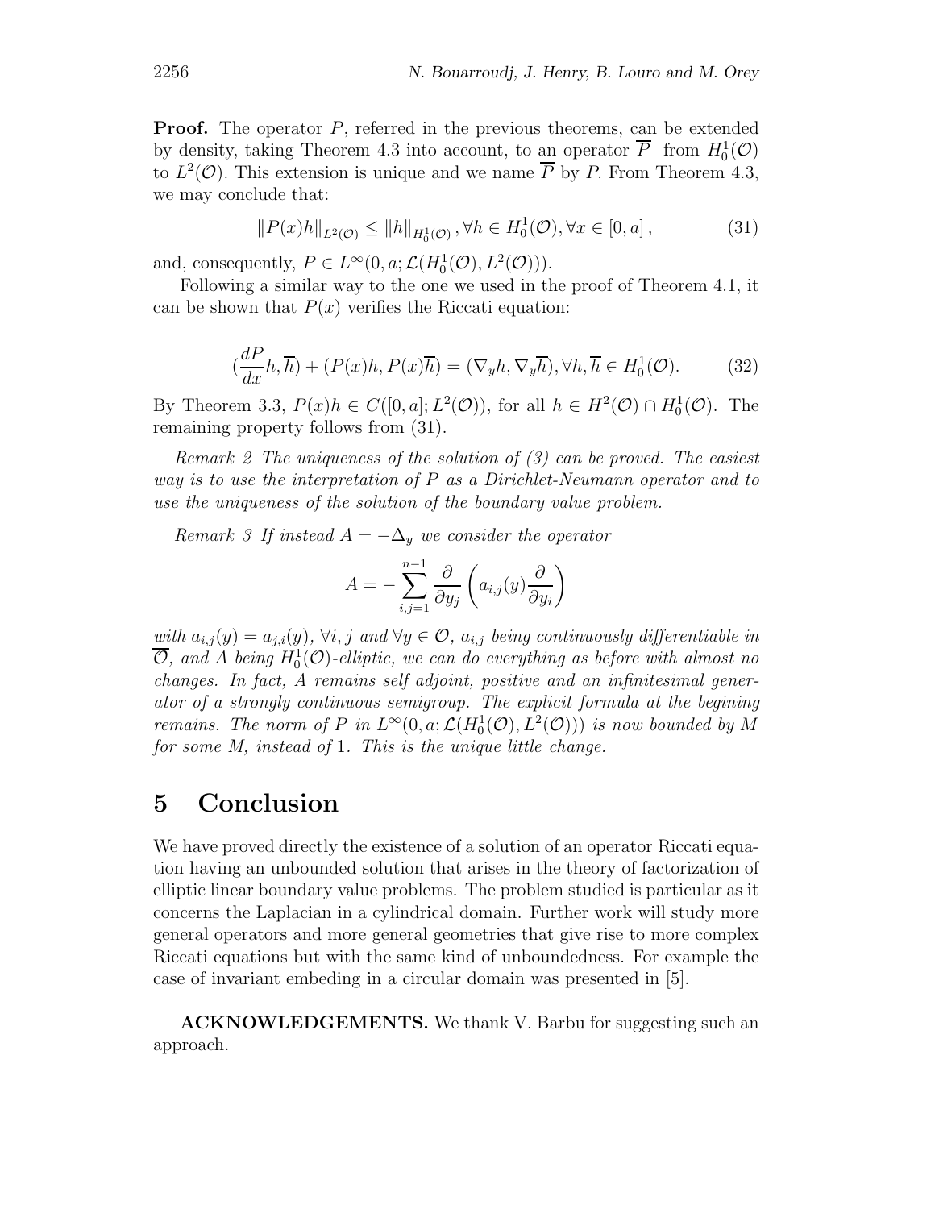**Proof.** The operator $P$, referred in the previous theorems, can be extended by density, taking Theorem 4.3 into account, to an operator $\overline{P}$ from $H_0^1(\mathcal{O})$ to $L^2(\mathcal{O})$. This extension is unique and we name $\overline{P}$ by $P$. From Theorem 4.3, we may conclude that:

$$\|P(x)h\|_{L^2(\mathcal{O})} \leq \|h\|_{H_0^1(\mathcal{O})}, \forall h \in H_0^1(\mathcal{O}), \forall x \in [0, a], \tag{31}$$

and, consequently, $P \in L^\infty(0, a; \mathcal{L}(H_0^1(\mathcal{O}), L^2(\mathcal{O})))$.

Following a similar way to the one we used in the proof of Theorem 4.1, it can be shown that $P(x)$ verifies the Riccati equation:

$$(\frac{dP}{dx}h, \overline{h}) + (P(x)h, P(x)\overline{h}) = (\nabla_y h, \nabla_y \overline{h}), \forall h, \overline{h} \in H_0^1(\mathcal{O}). \tag{32}$$

By Theorem 3.3, $P(x)h \in C([0, a]; L^2(\mathcal{O}))$, for all $h \in H^2(\mathcal{O}) \cap H_0^1(\mathcal{O})$. The remaining property follows from (31).

*Remark 2 The uniqueness of the solution of (3) can be proved. The easiest way is to use the interpretation of $P$ as a Dirichlet-Neumann operator and to use the uniqueness of the solution of the boundary value problem.*

*Remark 3 If instead $A = -\Delta_y$ we consider the operator*

$$A = -\sum_{i,j=1}^{n-1} \frac{\partial}{\partial y_j}\left(a_{i,j}(y)\frac{\partial}{\partial y_i}\right)$$

*with $a_{i,j}(y) = a_{j,i}(y)$, $\forall i, j$ and $\forall y \in \mathcal{O}$, $a_{i,j}$ being continuously differentiable in $\overline{\mathcal{O}}$, and $A$ being $H_0^1(\mathcal{O})$-elliptic, we can do everything as before with almost no changes. In fact, $A$ remains self adjoint, positive and an infinitesimal generator of a strongly continuous semigroup. The explicit formula at the begining remains. The norm of $P$ in $L^\infty(0, a; \mathcal{L}(H_0^1(\mathcal{O}), L^2(\mathcal{O})))$ is now bounded by $M$ for some $M$, instead of* 1. *This is the unique little change.*

# 5 Conclusion

We have proved directly the existence of a solution of an operator Riccati equation having an unbounded solution that arises in the theory of factorization of elliptic linear boundary value problems. The problem studied is particular as it concerns the Laplacian in a cylindrical domain. Further work will study more general operators and more general geometries that give rise to more complex Riccati equations but with the same kind of unboundedness. For example the case of invariant embeding in a circular domain was presented in [5].

**ACKNOWLEDGEMENTS.** We thank V. Barbu for suggesting such an approach.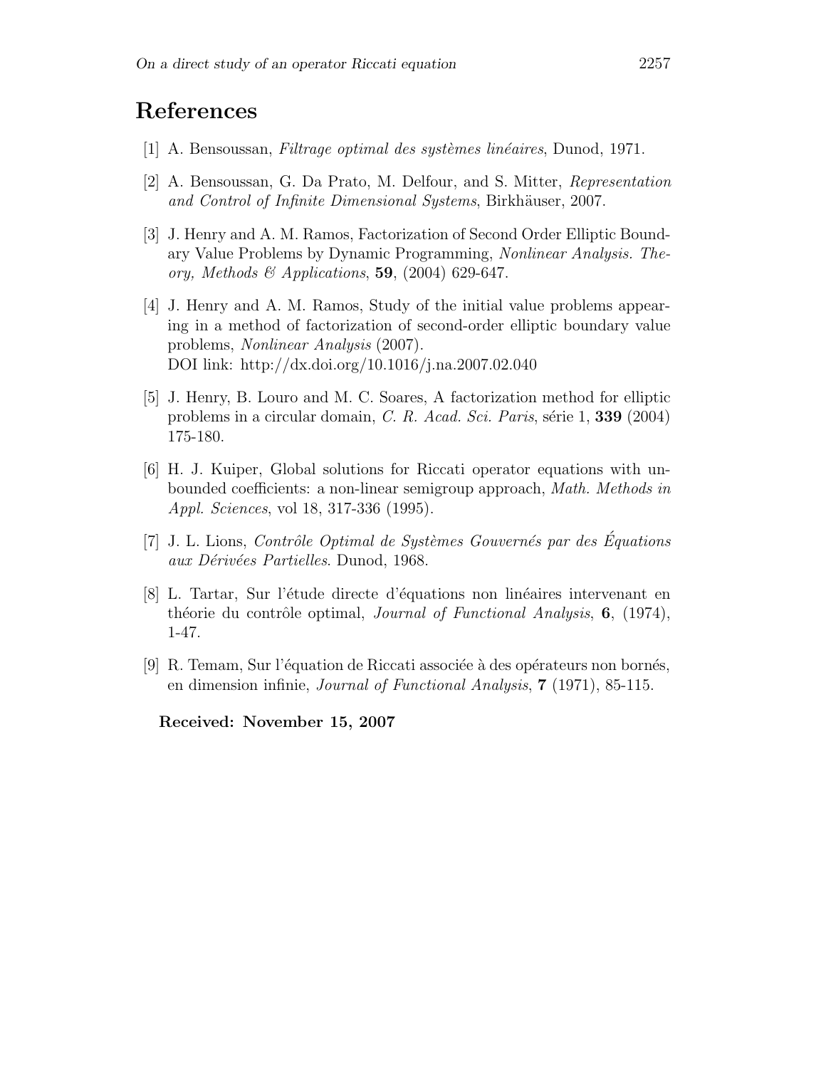# References

[1] A. Bensoussan, *Filtrage optimal des systèmes linéaires*, Dunod, 1971.

[2] A. Bensoussan, G. Da Prato, M. Delfour, and S. Mitter, *Representation and Control of Infinite Dimensional Systems*, Birkhäuser, 2007.

[3] J. Henry and A. M. Ramos, Factorization of Second Order Elliptic Boundary Value Problems by Dynamic Programming, *Nonlinear Analysis. Theory, Methods & Applications*, **59**, (2004) 629-647.

[4] J. Henry and A. M. Ramos, Study of the initial value problems appearing in a method of factorization of second-order elliptic boundary value problems, *Nonlinear Analysis* (2007).
DOI link: http://dx.doi.org/10.1016/j.na.2007.02.040

[5] J. Henry, B. Louro and M. C. Soares, A factorization method for elliptic problems in a circular domain, *C. R. Acad. Sci. Paris*, série 1, **339** (2004) 175-180.

[6] H. J. Kuiper, Global solutions for Riccati operator equations with unbounded coefficients: a non-linear semigroup approach, *Math. Methods in Appl. Sciences*, vol 18, 317-336 (1995).

[7] J. L. Lions, *Contrôle Optimal de Systèmes Gouvernés par des Équations aux Dérivées Partielles*. Dunod, 1968.

[8] L. Tartar, Sur l'étude directe d'équations non linéaires intervenant en théorie du contrôle optimal, *Journal of Functional Analysis*, **6**, (1974), 1-47.

[9] R. Temam, Sur l'équation de Riccati associée à des opérateurs non bornés, en dimension infinie, *Journal of Functional Analysis*, **7** (1971), 85-115.

**Received: November 15, 2007**